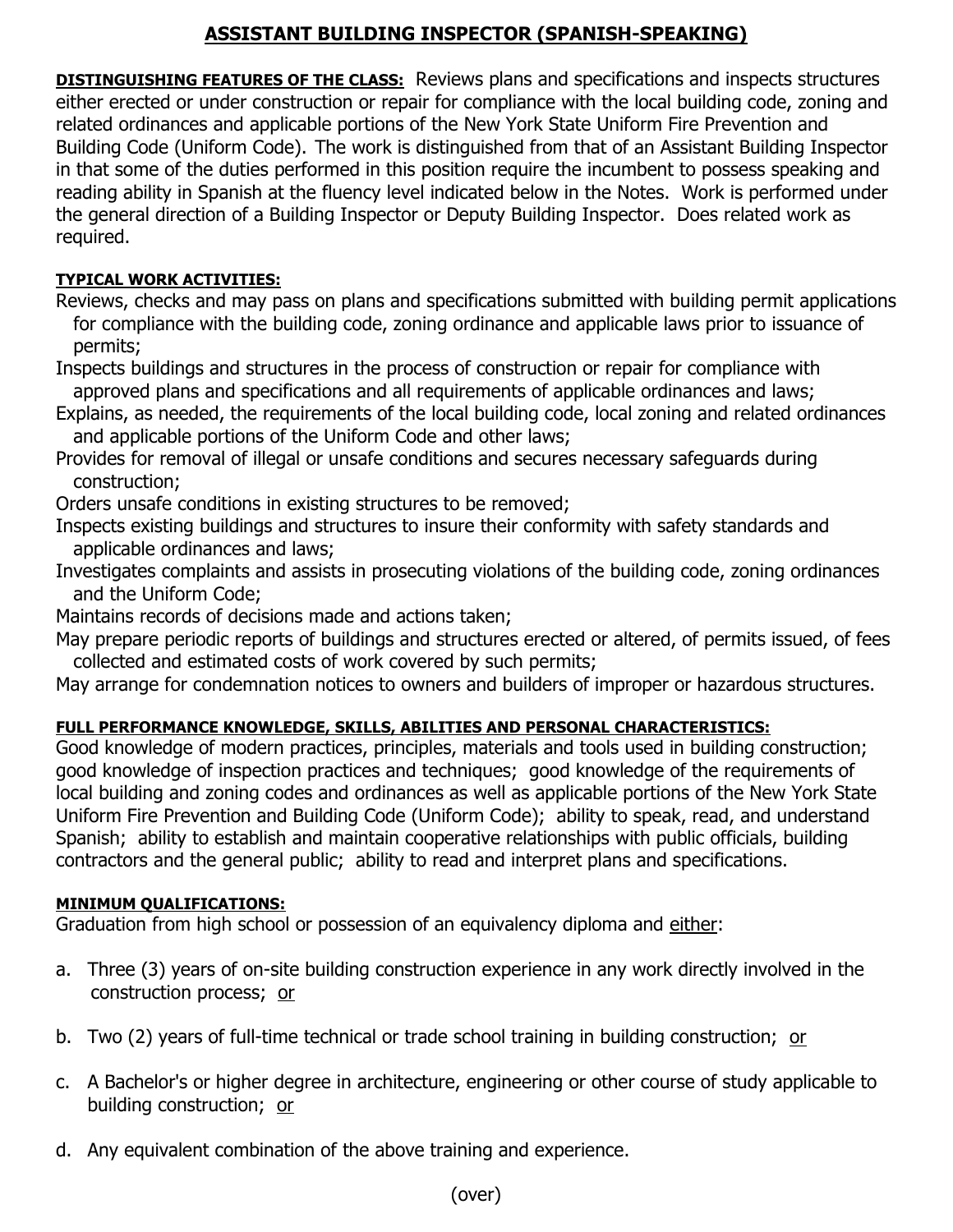# ASSISTANT BUILDING INSPECTOR (SPANISH-SPEAKING)

**DISTINGUISHING FEATURES OF THE CLASS:** Reviews plans and specifications and inspects structures either erected or under construction or repair for compliance with the local building code, zoning and related ordinances and applicable portions of the New York State Uniform Fire Prevention and Building Code (Uniform Code). The work is distinguished from that of an Assistant Building Inspector in that some of the duties performed in this position require the incumbent to possess speaking and reading ability in Spanish at the fluency level indicated below in the Notes. Work is performed under the general direction of a Building Inspector or Deputy Building Inspector. Does related work as required.

**TYPICAL WORK ACTIVITIES:**

Reviews, checks and may pass on plans and specifications submitted with building permit applications for compliance with the building code, zoning ordinance and applicable laws prior to issuance of permits;

Inspects buildings and structures in the process of construction or repair for compliance with approved plans and specifications and all requirements of applicable ordinances and laws;

Explains, as needed, the requirements of the local building code, local zoning and related ordinances and applicable portions of the Uniform Code and other laws;

Provides for removal of illegal or unsafe conditions and secures necessary safeguards during construction;

Orders unsafe conditions in existing structures to be removed;

Inspects existing buildings and structures to insure their conformity with safety standards and applicable ordinances and laws;

Investigates complaints and assists in prosecuting violations of the building code, zoning ordinances and the Uniform Code;

Maintains records of decisions made and actions taken;

May prepare periodic reports of buildings and structures erected or altered, of permits issued, of fees collected and estimated costs of work covered by such permits;

May arrange for condemnation notices to owners and builders of improper or hazardous structures.

**FULL PERFORMANCE KNOWLEDGE, SKILLS, ABILITIES AND PERSONAL CHARACTERISTICS:**

Good knowledge of modern practices, principles, materials and tools used in building construction; good knowledge of inspection practices and techniques; good knowledge of the requirements of local building and zoning codes and ordinances as well as applicable portions of the New York State Uniform Fire Prevention and Building Code (Uniform Code); ability to speak, read, and understand Spanish; ability to establish and maintain cooperative relationships with public officials, building contractors and the general public; ability to read and interpret plans and specifications.

**MINIMUM QUALIFICATIONS:**

Graduation from high school or possession of an equivalency diploma and either:

a. Three (3) years of on-site building construction experience in any work directly involved in the construction process; or

b. Two (2) years of full-time technical or trade school training in building construction; or

c. A Bachelor's or higher degree in architecture, engineering or other course of study applicable to building construction; or

d. Any equivalent combination of the above training and experience.

(over)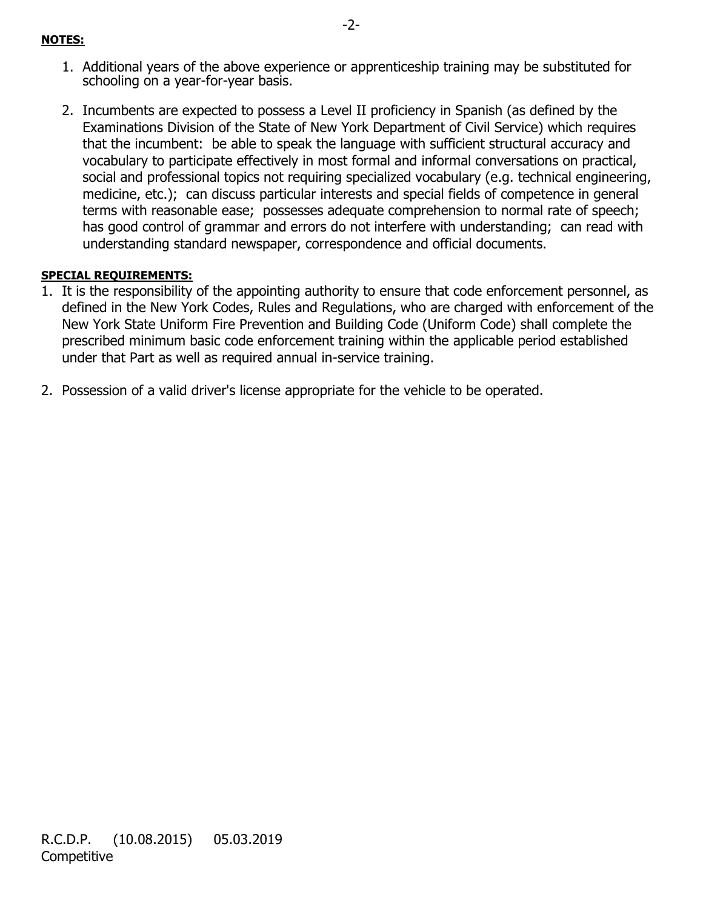**NOTES:**

1. Additional years of the above experience or apprenticeship training may be substituted for schooling on a year-for-year basis.

2. Incumbents are expected to possess a Level II proficiency in Spanish (as defined by the Examinations Division of the State of New York Department of Civil Service) which requires that the incumbent: be able to speak the language with sufficient structural accuracy and vocabulary to participate effectively in most formal and informal conversations on practical, social and professional topics not requiring specialized vocabulary (e.g. technical engineering, medicine, etc.); can discuss particular interests and special fields of competence in general terms with reasonable ease; possesses adequate comprehension to normal rate of speech; has good control of grammar and errors do not interfere with understanding; can read with understanding standard newspaper, correspondence and official documents.

**SPECIAL REQUIREMENTS:**

1. It is the responsibility of the appointing authority to ensure that code enforcement personnel, as defined in the New York Codes, Rules and Regulations, who are charged with enforcement of the New York State Uniform Fire Prevention and Building Code (Uniform Code) shall complete the prescribed minimum basic code enforcement training within the applicable period established under that Part as well as required annual in-service training.

2. Possession of a valid driver's license appropriate for the vehicle to be operated.

R.C.D.P. (10.08.2015) 05.03.2019
Competitive